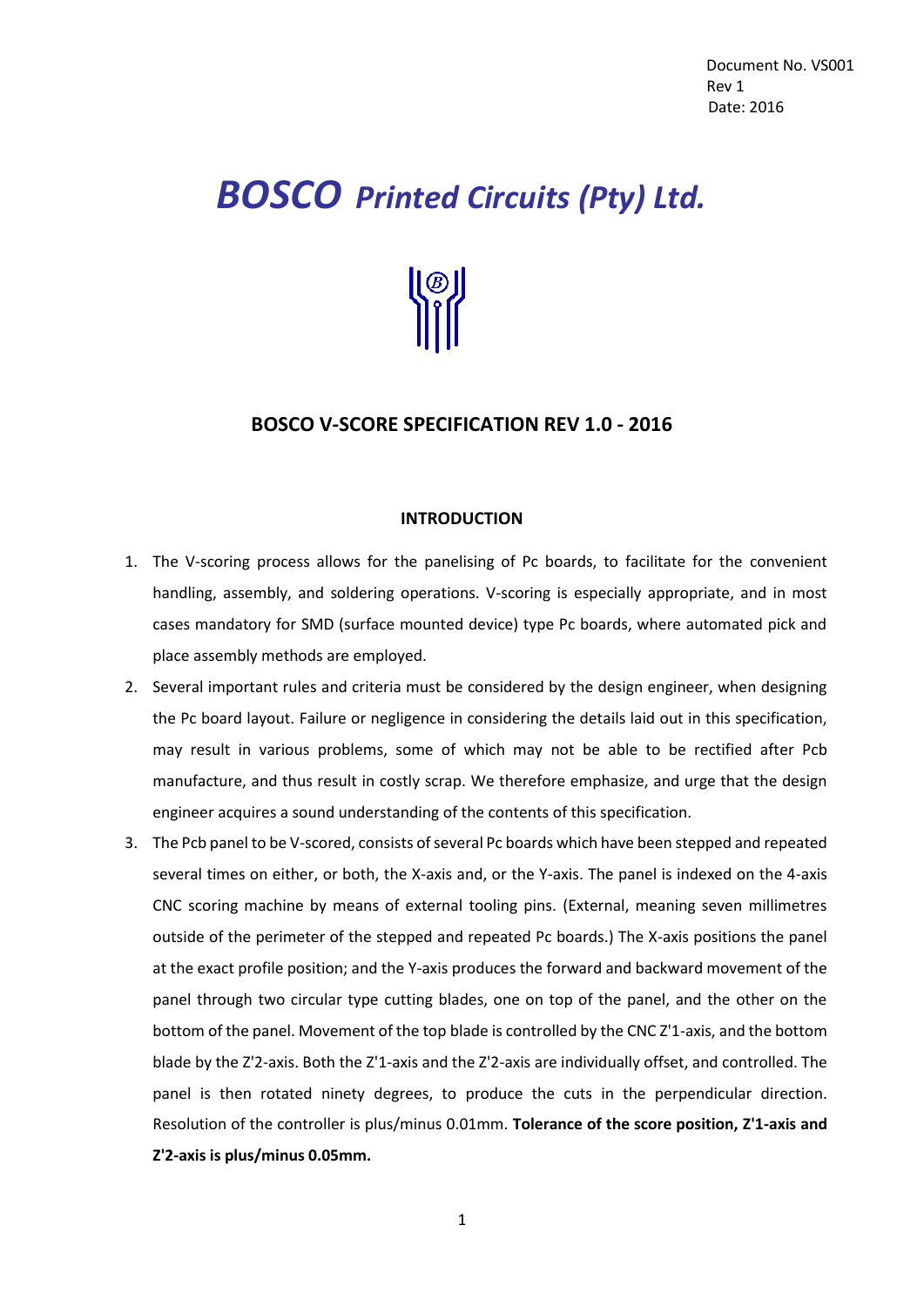Document No. VS001
Rev 1
Date: 2016

# *BOSCO Printed Circuits (Pty) Ltd.*

## BOSCO V-SCORE SPECIFICATION REV 1.0 - 2016

### INTRODUCTION

1. The V-scoring process allows for the panelising of Pc boards, to facilitate for the convenient handling, assembly, and soldering operations. V-scoring is especially appropriate, and in most cases mandatory for SMD (surface mounted device) type Pc boards, where automated pick and place assembly methods are employed.
2. Several important rules and criteria must be considered by the design engineer, when designing the Pc board layout. Failure or negligence in considering the details laid out in this specification, may result in various problems, some of which may not be able to be rectified after Pcb manufacture, and thus result in costly scrap. We therefore emphasize, and urge that the design engineer acquires a sound understanding of the contents of this specification.
3. The Pcb panel to be V-scored, consists of several Pc boards which have been stepped and repeated several times on either, or both, the X-axis and, or the Y-axis. The panel is indexed on the 4-axis CNC scoring machine by means of external tooling pins. (External, meaning seven millimetres outside of the perimeter of the stepped and repeated Pc boards.) The X-axis positions the panel at the exact profile position; and the Y-axis produces the forward and backward movement of the panel through two circular type cutting blades, one on top of the panel, and the other on the bottom of the panel. Movement of the top blade is controlled by the CNC Z'1-axis, and the bottom blade by the Z'2-axis. Both the Z'1-axis and the Z'2-axis are individually offset, and controlled. The panel is then rotated ninety degrees, to produce the cuts in the perpendicular direction. Resolution of the controller is plus/minus 0.01mm. **Tolerance of the score position, Z'1-axis and Z'2-axis is plus/minus 0.05mm.**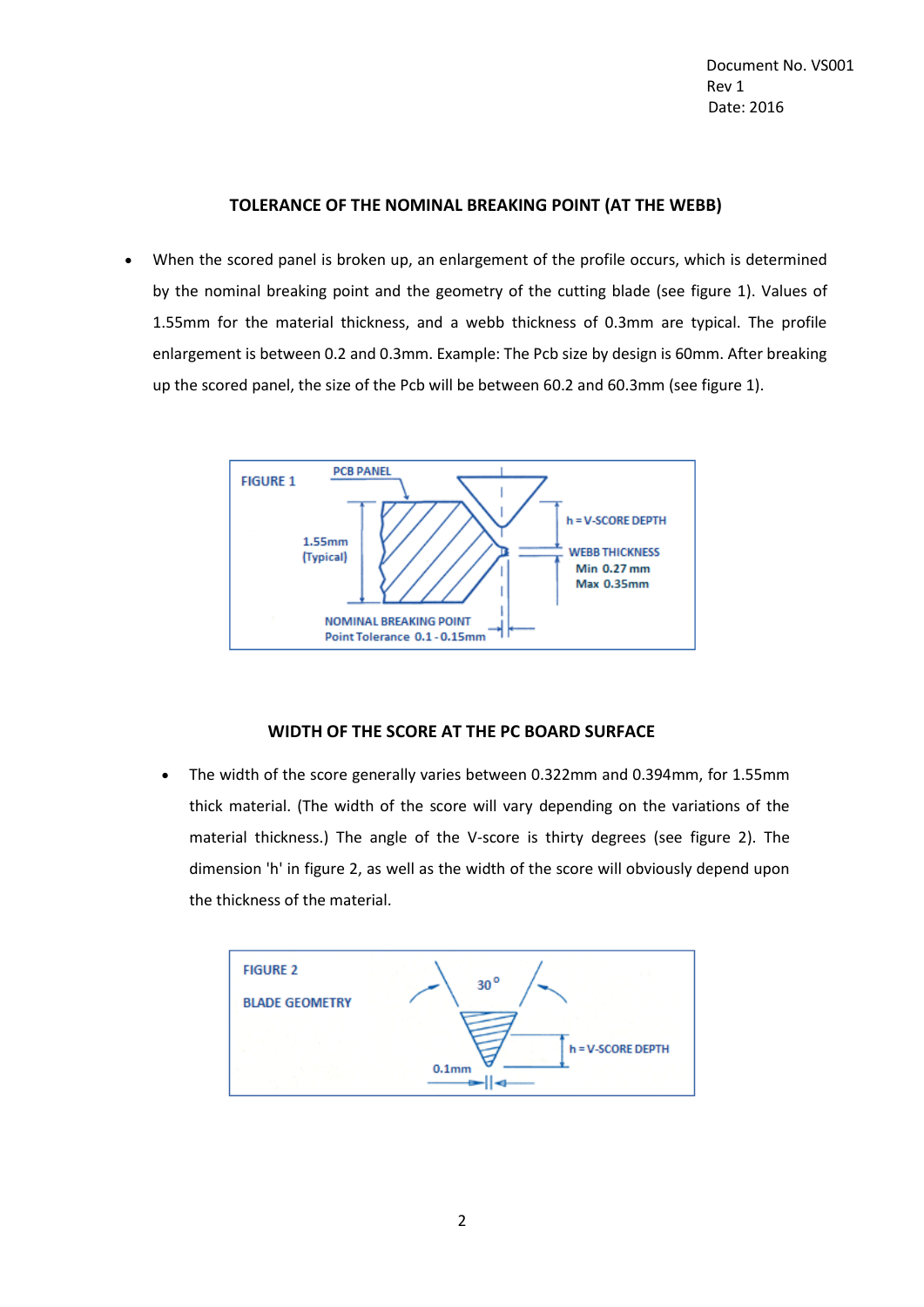## TOLERANCE OF THE NOMINAL BREAKING POINT (AT THE WEBB)

- When the scored panel is broken up, an enlargement of the profile occurs, which is determined by the nominal breaking point and the geometry of the cutting blade (see figure 1). Values of 1.55mm for the material thickness, and a webb thickness of 0.3mm are typical. The profile enlargement is between 0.2 and 0.3mm. Example: The Pcb size by design is 60mm. After breaking up the scored panel, the size of the Pcb will be between 60.2 and 60.3mm (see figure 1).

FIGURE 1

PCB PANEL

1.55mm (Typical)

h = V-SCORE DEPTH

WEBB THICKNESS
Min 0.27 mm
Max 0.35mm

NOMINAL BREAKING POINT
Point Tolerance 0.1 - 0.15mm

## WIDTH OF THE SCORE AT THE PC BOARD SURFACE

- The width of the score generally varies between 0.322mm and 0.394mm, for 1.55mm thick material. (The width of the score will vary depending on the variations of the material thickness.) The angle of the V-score is thirty degrees (see figure 2). The dimension 'h' in figure 2, as well as the width of the score will obviously depend upon the thickness of the material.

FIGURE 2

BLADE GEOMETRY

$30^{\circ}$

h = V-SCORE DEPTH

0.1mm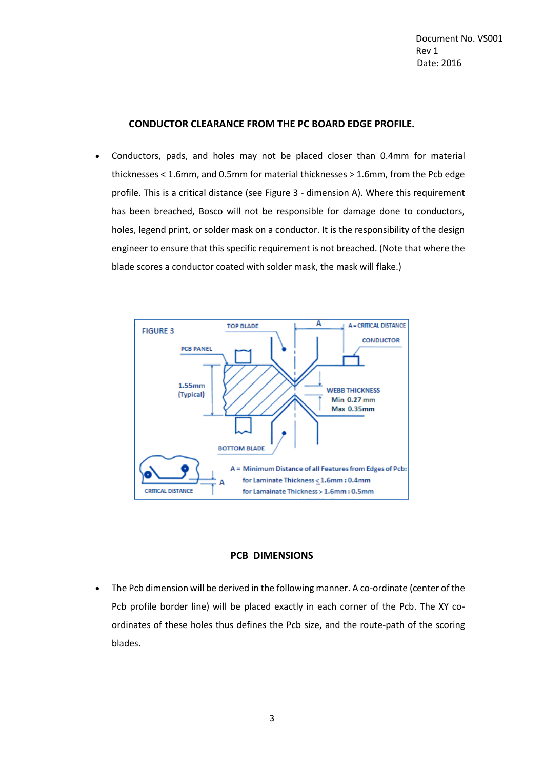## CONDUCTOR CLEARANCE FROM THE PC BOARD EDGE PROFILE.

- Conductors, pads, and holes may not be placed closer than 0.4mm for material thicknesses < 1.6mm, and 0.5mm for material thicknesses > 1.6mm, from the Pcb edge profile. This is a critical distance (see Figure 3 - dimension A). Where this requirement has been breached, Bosco will not be responsible for damage done to conductors, holes, legend print, or solder mask on a conductor. It is the responsibility of the design engineer to ensure that this specific requirement is not breached. (Note that where the blade scores a conductor coated with solder mask, the mask will flake.)

FIGURE 3

TOP BLADE

A

A = CRITICAL DISTANCE

CONDUCTOR

PCB PANEL

1.55mm (Typical)

WEBB THICKNESS
Min 0.27 mm
Max 0.35mm

BOTTOM BLADE

CRITICAL DISTANCE

A = Minimum Distance of all Features from Edges of Pcb:
for Laminate Thickness ≤ 1.6mm : 0.4mm
for Lamainate Thickness > 1.6mm : 0.5mm

## PCB DIMENSIONS

- The Pcb dimension will be derived in the following manner. A co-ordinate (center of the Pcb profile border line) will be placed exactly in each corner of the Pcb. The XY co-ordinates of these holes thus defines the Pcb size, and the route-path of the scoring blades.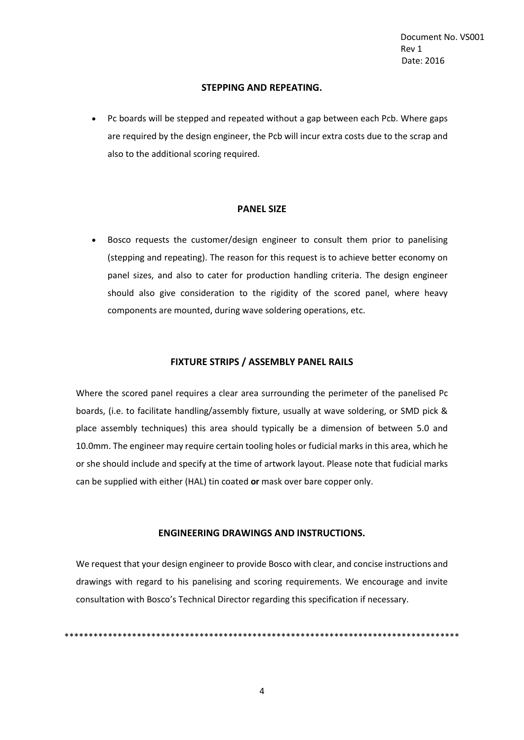## STEPPING AND REPEATING.

- Pc boards will be stepped and repeated without a gap between each Pcb. Where gaps are required by the design engineer, the Pcb will incur extra costs due to the scrap and also to the additional scoring required.

## PANEL SIZE

- Bosco requests the customer/design engineer to consult them prior to panelising (stepping and repeating). The reason for this request is to achieve better economy on panel sizes, and also to cater for production handling criteria. The design engineer should also give consideration to the rigidity of the scored panel, where heavy components are mounted, during wave soldering operations, etc.

## FIXTURE STRIPS / ASSEMBLY PANEL RAILS

Where the scored panel requires a clear area surrounding the perimeter of the panelised Pc boards, (i.e. to facilitate handling/assembly fixture, usually at wave soldering, or SMD pick & place assembly techniques) this area should typically be a dimension of between 5.0 and 10.0mm. The engineer may require certain tooling holes or fudicial marks in this area, which he or she should include and specify at the time of artwork layout. Please note that fudicial marks can be supplied with either (HAL) tin coated **or** mask over bare copper only.

## ENGINEERING DRAWINGS AND INSTRUCTIONS.

We request that your design engineer to provide Bosco with clear, and concise instructions and drawings with regard to his panelising and scoring requirements. We encourage and invite consultation with Bosco's Technical Director regarding this specification if necessary.

************************************************************************************